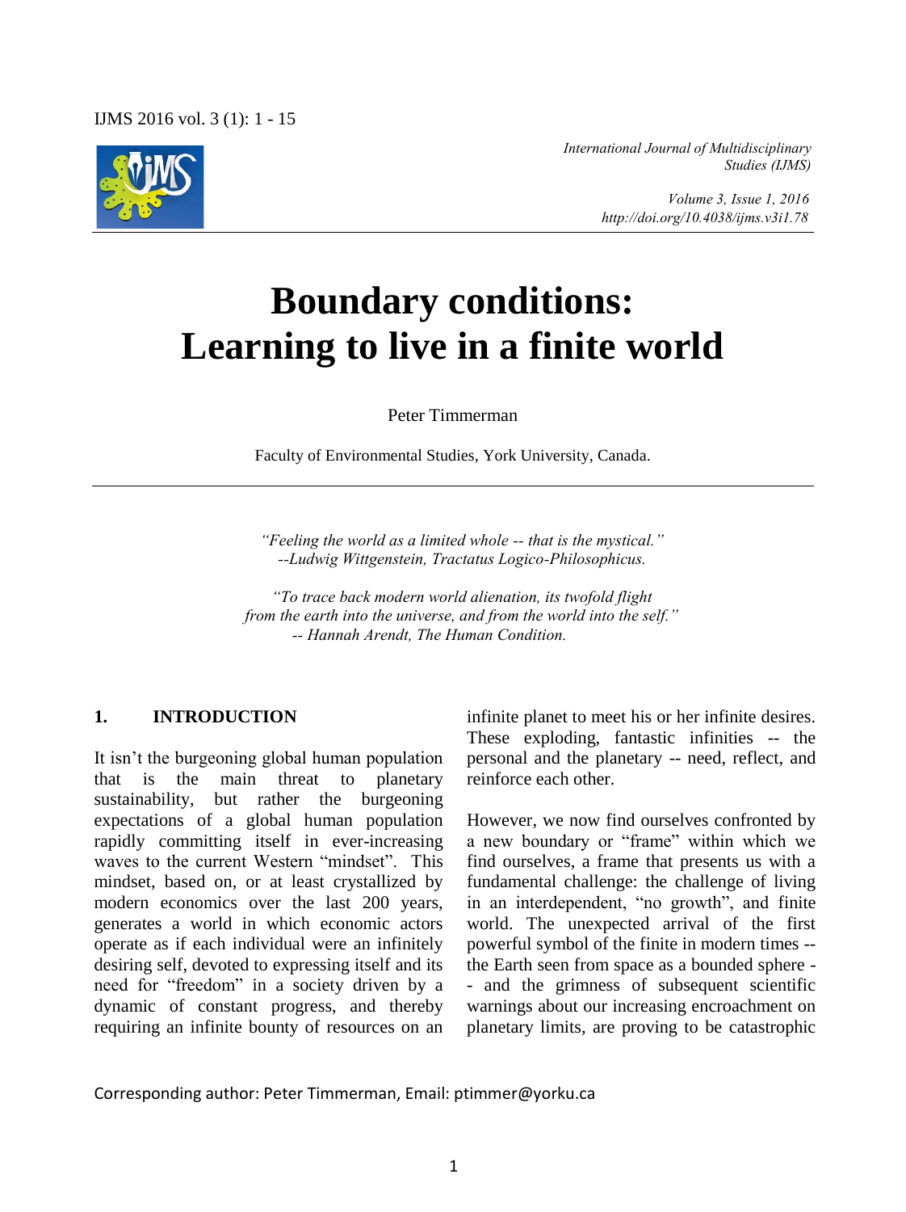# Boundary conditions: Learning to live in a finite world

Peter Timmerman

Faculty of Environmental Studies, York University, Canada.

*"Feeling the world as a limited whole -- that is the mystical."*
*--Ludwig Wittgenstein, Tractatus Logico-Philosophicus.*

*"To trace back modern world alienation, its twofold flight from the earth into the universe, and from the world into the self."*
*-- Hannah Arendt, The Human Condition.*

## 1. INTRODUCTION

It isn't the burgeoning global human population that is the main threat to planetary sustainability, but rather the burgeoning expectations of a global human population rapidly committing itself in ever-increasing waves to the current Western "mindset". This mindset, based on, or at least crystallized by modern economics over the last 200 years, generates a world in which economic actors operate as if each individual were an infinitely desiring self, devoted to expressing itself and its need for "freedom" in a society driven by a dynamic of constant progress, and thereby requiring an infinite bounty of resources on an infinite planet to meet his or her infinite desires. These exploding, fantastic infinities -- the personal and the planetary -- need, reflect, and reinforce each other.

However, we now find ourselves confronted by a new boundary or "frame" within which we find ourselves, a frame that presents us with a fundamental challenge: the challenge of living in an interdependent, "no growth", and finite world. The unexpected arrival of the first powerful symbol of the finite in modern times -- the Earth seen from space as a bounded sphere -- and the grimness of subsequent scientific warnings about our increasing encroachment on planetary limits, are proving to be catastrophic

Corresponding author: Peter Timmerman, Email: ptimmer@yorku.ca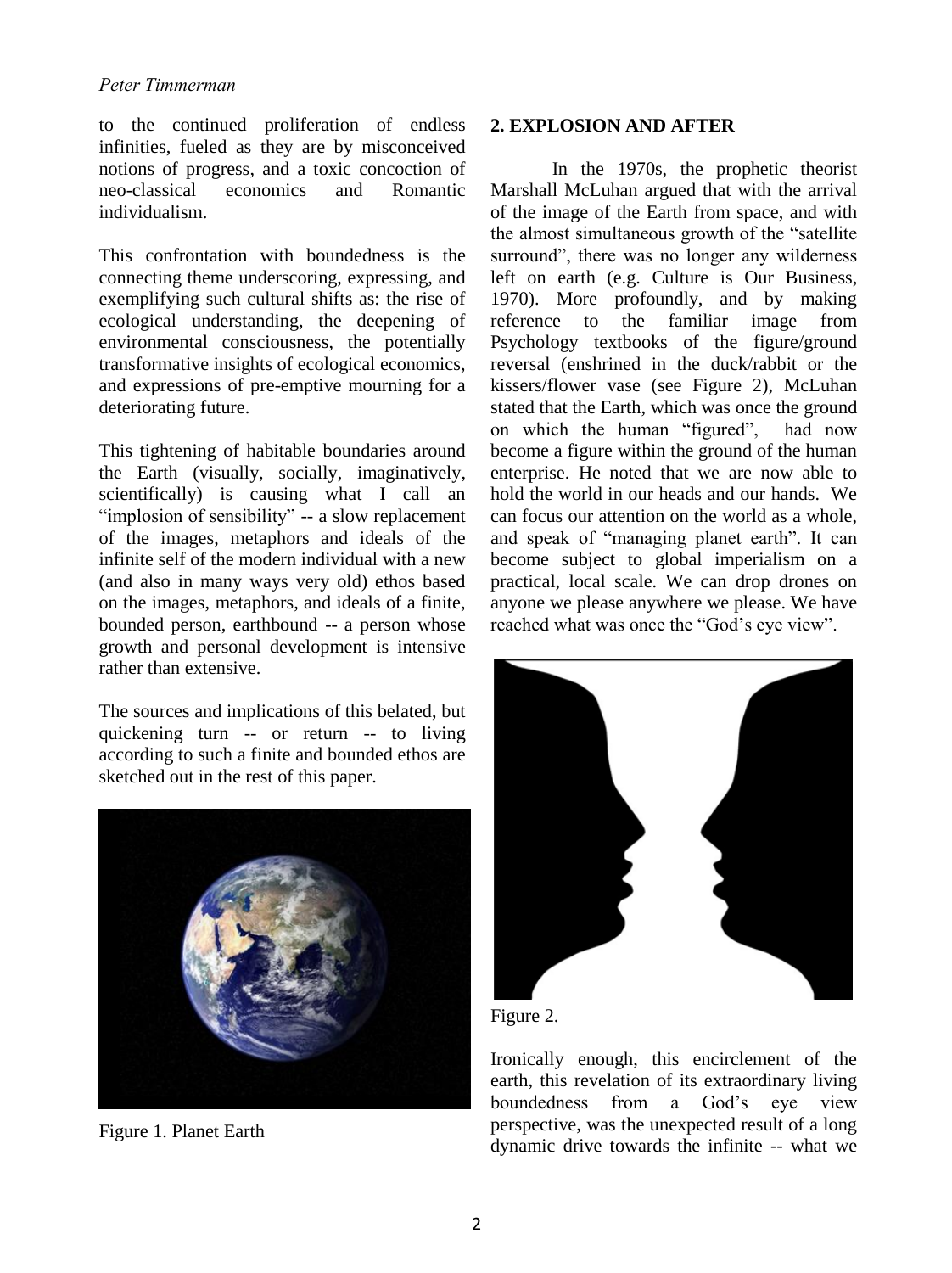to the continued proliferation of endless infinities, fueled as they are by misconceived notions of progress, and a toxic concoction of neo-classical economics and Romantic individualism.

This confrontation with boundedness is the connecting theme underscoring, expressing, and exemplifying such cultural shifts as: the rise of ecological understanding, the deepening of environmental consciousness, the potentially transformative insights of ecological economics, and expressions of pre-emptive mourning for a deteriorating future.

This tightening of habitable boundaries around the Earth (visually, socially, imaginatively, scientifically) is causing what I call an "implosion of sensibility" -- a slow replacement of the images, metaphors and ideals of the infinite self of the modern individual with a new (and also in many ways very old) ethos based on the images, metaphors, and ideals of a finite, bounded person, earthbound -- a person whose growth and personal development is intensive rather than extensive.

The sources and implications of this belated, but quickening turn -- or return -- to living according to such a finite and bounded ethos are sketched out in the rest of this paper.

Figure 1. Planet Earth

## 2. EXPLOSION AND AFTER

In the 1970s, the prophetic theorist Marshall McLuhan argued that with the arrival of the image of the Earth from space, and with the almost simultaneous growth of the "satellite surround", there was no longer any wilderness left on earth (e.g. Culture is Our Business, 1970). More profoundly, and by making reference to the familiar image from Psychology textbooks of the figure/ground reversal (enshrined in the duck/rabbit or the kissers/flower vase (see Figure 2), McLuhan stated that the Earth, which was once the ground on which the human "figured", had now become a figure within the ground of the human enterprise. He noted that we are now able to hold the world in our heads and our hands. We can focus our attention on the world as a whole, and speak of "managing planet earth". It can become subject to global imperialism on a practical, local scale. We can drop drones on anyone we please anywhere we please. We have reached what was once the "God's eye view".

Figure 2.

Ironically enough, this encirclement of the earth, this revelation of its extraordinary living boundedness from a God's eye view perspective, was the unexpected result of a long dynamic drive towards the infinite -- what we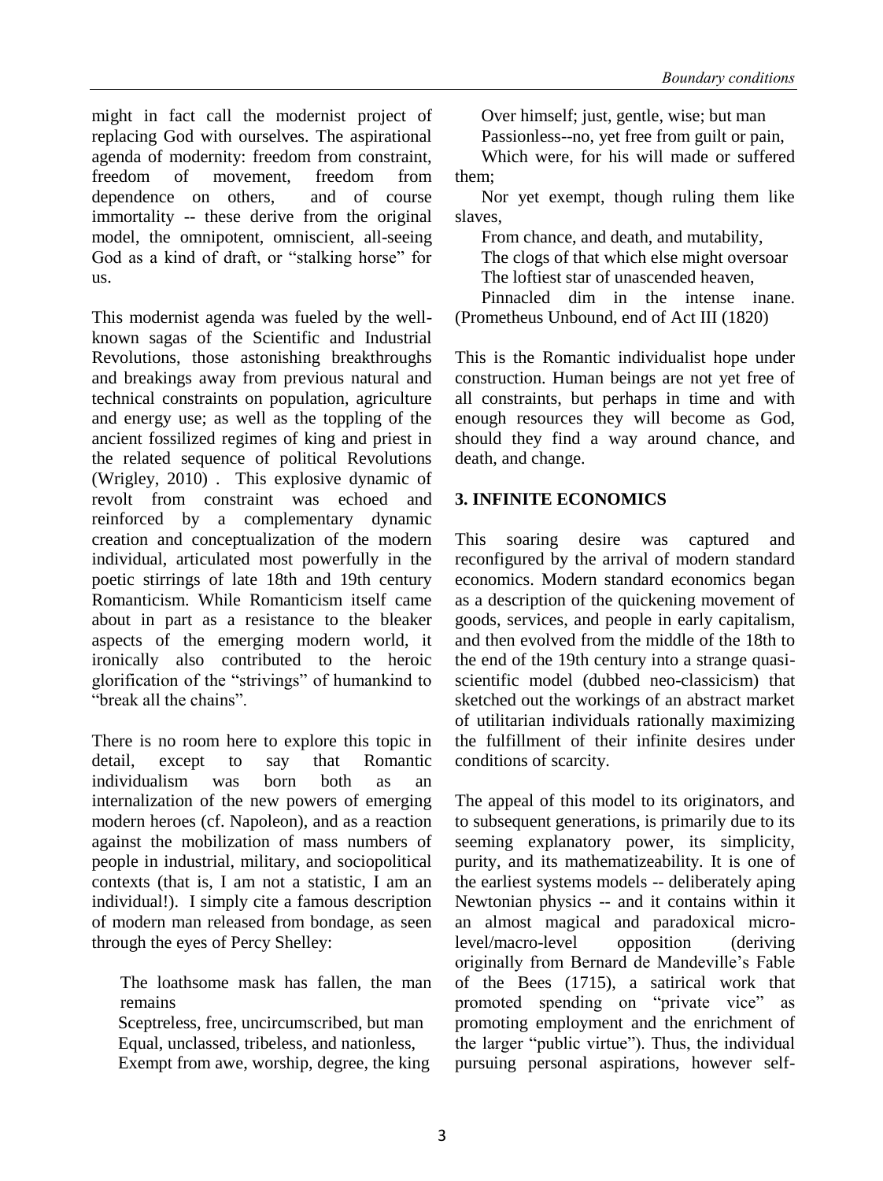might in fact call the modernist project of replacing God with ourselves. The aspirational agenda of modernity: freedom from constraint, freedom of movement, freedom from dependence on others, and of course immortality -- these derive from the original model, the omnipotent, omniscient, all-seeing God as a kind of draft, or "stalking horse" for us.

This modernist agenda was fueled by the well-known sagas of the Scientific and Industrial Revolutions, those astonishing breakthroughs and breakings away from previous natural and technical constraints on population, agriculture and energy use; as well as the toppling of the ancient fossilized regimes of king and priest in the related sequence of political Revolutions (Wrigley, 2010) . This explosive dynamic of revolt from constraint was echoed and reinforced by a complementary dynamic creation and conceptualization of the modern individual, articulated most powerfully in the poetic stirrings of late 18th and 19th century Romanticism. While Romanticism itself came about in part as a resistance to the bleaker aspects of the emerging modern world, it ironically also contributed to the heroic glorification of the "strivings" of humankind to "break all the chains".

There is no room here to explore this topic in detail, except to say that Romantic individualism was born both as an internalization of the new powers of emerging modern heroes (cf. Napoleon), and as a reaction against the mobilization of mass numbers of people in industrial, military, and sociopolitical contexts (that is, I am not a statistic, I am an individual!). I simply cite a famous description of modern man released from bondage, as seen through the eyes of Percy Shelley:

> The loathsome mask has fallen, the man remains
> Sceptreless, free, uncircumscribed, but man
> Equal, unclassed, tribeless, and nationless,
> Exempt from awe, worship, degree, the king
> Over himself; just, gentle, wise; but man
> Passionless--no, yet free from guilt or pain,
> Which were, for his will made or suffered them;
> Nor yet exempt, though ruling them like slaves,
> From chance, and death, and mutability,
> The clogs of that which else might oversoar
> The loftiest star of unascended heaven,
> Pinnacled dim in the intense inane.

(Prometheus Unbound, end of Act III (1820)

This is the Romantic individualist hope under construction. Human beings are not yet free of all constraints, but perhaps in time and with enough resources they will become as God, should they find a way around chance, and death, and change.

## 3. INFINITE ECONOMICS

This soaring desire was captured and reconfigured by the arrival of modern standard economics. Modern standard economics began as a description of the quickening movement of goods, services, and people in early capitalism, and then evolved from the middle of the 18th to the end of the 19th century into a strange quasi-scientific model (dubbed neo-classicism) that sketched out the workings of an abstract market of utilitarian individuals rationally maximizing the fulfillment of their infinite desires under conditions of scarcity.

The appeal of this model to its originators, and to subsequent generations, is primarily due to its seeming explanatory power, its simplicity, purity, and its mathematizeability. It is one of the earliest systems models -- deliberately aping Newtonian physics -- and it contains within it an almost magical and paradoxical micro-level/macro-level opposition (deriving originally from Bernard de Mandeville's Fable of the Bees (1715), a satirical work that promoted spending on "private vice" as promoting employment and the enrichment of the larger "public virtue"). Thus, the individual pursuing personal aspirations, however self-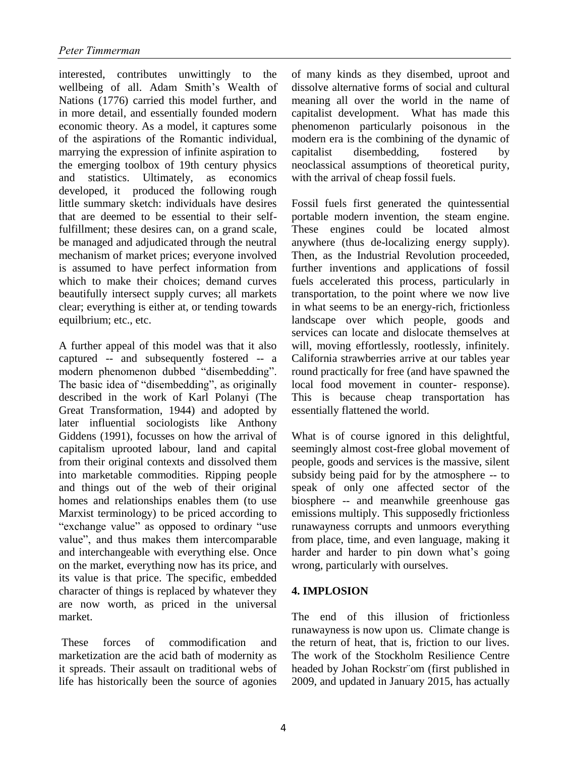interested, contributes unwittingly to the wellbeing of all. Adam Smith's Wealth of Nations (1776) carried this model further, and in more detail, and essentially founded modern economic theory. As a model, it captures some of the aspirations of the Romantic individual, marrying the expression of infinite aspiration to the emerging toolbox of 19th century physics and statistics. Ultimately, as economics developed, it produced the following rough little summary sketch: individuals have desires that are deemed to be essential to their self-fulfillment; these desires can, on a grand scale, be managed and adjudicated through the neutral mechanism of market prices; everyone involved is assumed to have perfect information from which to make their choices; demand curves beautifully intersect supply curves; all markets clear; everything is either at, or tending towards equilbrium; etc., etc.

A further appeal of this model was that it also captured -- and subsequently fostered -- a modern phenomenon dubbed "disembedding". The basic idea of "disembedding", as originally described in the work of Karl Polanyi (The Great Transformation, 1944) and adopted by later influential sociologists like Anthony Giddens (1991), focusses on how the arrival of capitalism uprooted labour, land and capital from their original contexts and dissolved them into marketable commodities. Ripping people and things out of the web of their original homes and relationships enables them (to use Marxist terminology) to be priced according to "exchange value" as opposed to ordinary "use value", and thus makes them intercomparable and interchangeable with everything else. Once on the market, everything now has its price, and its value is that price. The specific, embedded character of things is replaced by whatever they are now worth, as priced in the universal market.

These forces of commodification and marketization are the acid bath of modernity as it spreads. Their assault on traditional webs of life has historically been the source of agonies of many kinds as they disembed, uproot and dissolve alternative forms of social and cultural meaning all over the world in the name of capitalist development. What has made this phenomenon particularly poisonous in the modern era is the combining of the dynamic of capitalist disembedding, fostered by neoclassical assumptions of theoretical purity, with the arrival of cheap fossil fuels.

Fossil fuels first generated the quintessential portable modern invention, the steam engine. These engines could be located almost anywhere (thus de-localizing energy supply). Then, as the Industrial Revolution proceeded, further inventions and applications of fossil fuels accelerated this process, particularly in transportation, to the point where we now live in what seems to be an energy-rich, frictionless landscape over which people, goods and services can locate and dislocate themselves at will, moving effortlessly, rootlessly, infinitely. California strawberries arrive at our tables year round practically for free (and have spawned the local food movement in counter- response). This is because cheap transportation has essentially flattened the world.

What is of course ignored in this delightful, seemingly almost cost-free global movement of people, goods and services is the massive, silent subsidy being paid for by the atmosphere -- to speak of only one affected sector of the biosphere -- and meanwhile greenhouse gas emissions multiply. This supposedly frictionless runawayness corrupts and unmoors everything from place, time, and even language, making it harder and harder to pin down what's going wrong, particularly with ourselves.

## 4. IMPLOSION

The end of this illusion of frictionless runawayness is now upon us. Climate change is the return of heat, that is, friction to our lives. The work of the Stockholm Resilience Centre headed by Johan Rockstr¨om (first published in 2009, and updated in January 2015, has actually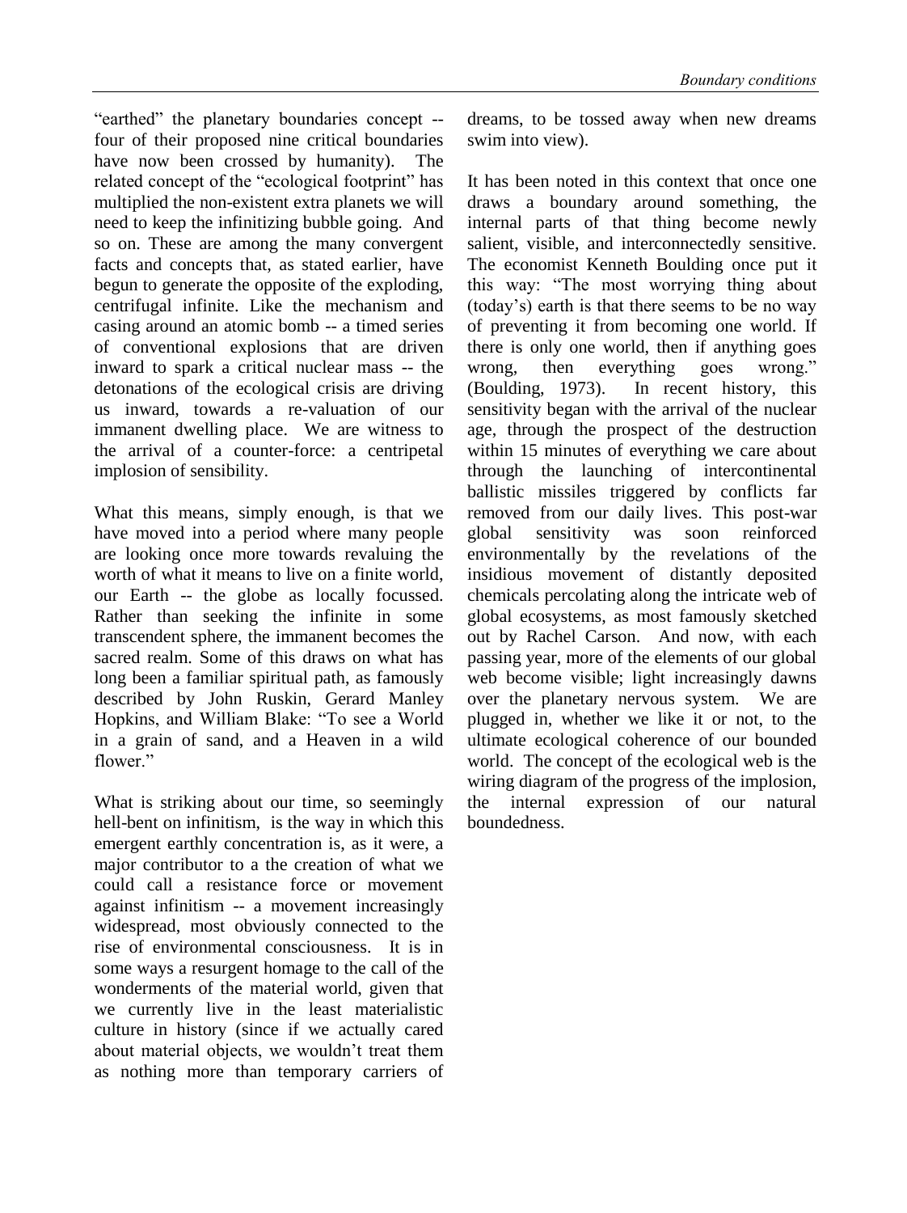"earthed" the planetary boundaries concept -- four of their proposed nine critical boundaries have now been crossed by humanity). The related concept of the "ecological footprint" has multiplied the non-existent extra planets we will need to keep the infinitizing bubble going. And so on. These are among the many convergent facts and concepts that, as stated earlier, have begun to generate the opposite of the exploding, centrifugal infinite. Like the mechanism and casing around an atomic bomb -- a timed series of conventional explosions that are driven inward to spark a critical nuclear mass -- the detonations of the ecological crisis are driving us inward, towards a re-valuation of our immanent dwelling place. We are witness to the arrival of a counter-force: a centripetal implosion of sensibility.

What this means, simply enough, is that we have moved into a period where many people are looking once more towards revaluing the worth of what it means to live on a finite world, our Earth -- the globe as locally focussed. Rather than seeking the infinite in some transcendent sphere, the immanent becomes the sacred realm. Some of this draws on what has long been a familiar spiritual path, as famously described by John Ruskin, Gerard Manley Hopkins, and William Blake: "To see a World in a grain of sand, and a Heaven in a wild flower."

What is striking about our time, so seemingly hell-bent on infinitism, is the way in which this emergent earthly concentration is, as it were, a major contributor to a the creation of what we could call a resistance force or movement against infinitism -- a movement increasingly widespread, most obviously connected to the rise of environmental consciousness. It is in some ways a resurgent homage to the call of the wonderments of the material world, given that we currently live in the least materialistic culture in history (since if we actually cared about material objects, we wouldn't treat them as nothing more than temporary carriers of dreams, to be tossed away when new dreams swim into view).

It has been noted in this context that once one draws a boundary around something, the internal parts of that thing become newly salient, visible, and interconnectedly sensitive. The economist Kenneth Boulding once put it this way: "The most worrying thing about (today's) earth is that there seems to be no way of preventing it from becoming one world. If there is only one world, then if anything goes wrong, then everything goes wrong." (Boulding, 1973). In recent history, this sensitivity began with the arrival of the nuclear age, through the prospect of the destruction within 15 minutes of everything we care about through the launching of intercontinental ballistic missiles triggered by conflicts far removed from our daily lives. This post-war global sensitivity was soon reinforced environmentally by the revelations of the insidious movement of distantly deposited chemicals percolating along the intricate web of global ecosystems, as most famously sketched out by Rachel Carson. And now, with each passing year, more of the elements of our global web become visible; light increasingly dawns over the planetary nervous system. We are plugged in, whether we like it or not, to the ultimate ecological coherence of our bounded world. The concept of the ecological web is the wiring diagram of the progress of the implosion, the internal expression of our natural boundedness.